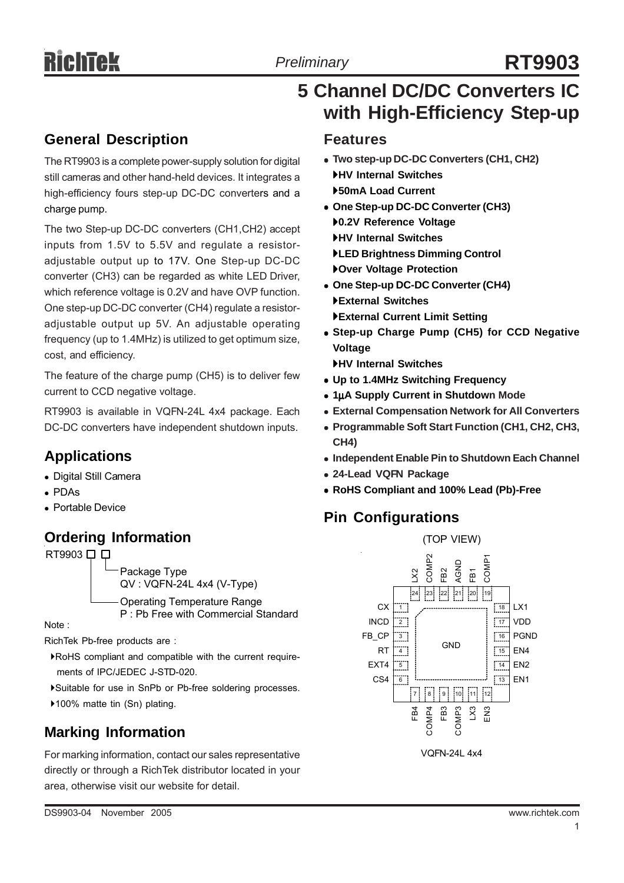# RT9903

*Preliminary*

# 5 Channel DC/DC Converters IC with High-Efficiency Step-up

## General Description

The RT9903 is a complete power-supply solution for digital still cameras and other hand-held devices. It integrates a high-efficiency fours step-up DC-DC converters and a charge pump.

The two Step-up DC-DC converters (CH1,CH2) accept inputs from 1.5V to 5.5V and regulate a resistor-adjustable output up to 17V. One Step-up DC-DC converter (CH3) can be regarded as white LED Driver, which reference voltage is 0.2V and have OVP function. One step-up DC-DC converter (CH4) regulate a resistor-adjustable output up 5V. An adjustable operating frequency (up to 1.4MHz) is utilized to get optimum size, cost, and efficiency.

The feature of the charge pump (CH5) is to deliver few current to CCD negative voltage.

RT9903 is available in VQFN-24L 4x4 package. Each DC-DC converters have independent shutdown inputs.

## Applications

- Digital Still Camera
- PDAs
- Portable Device

## Ordering Information

RT9903 □ □

- Package Type
  - QV : VQFN-24L 4x4 (V-Type)
- Operating Temperature Range
  - P : Pb Free with Commercial Standard

Note :

RichTek Pb-free products are :

- RoHS compliant and compatible with the current requirements of IPC/JEDEC J-STD-020.
- Suitable for use in SnPb or Pb-free soldering processes.
- 100% matte tin (Sn) plating.

## Marking Information

For marking information, contact our sales representative directly or through a RichTek distributor located in your area, otherwise visit our website for detail.

## Features

- **Two step-up DC-DC Converters (CH1, CH2)**
  - **HV Internal Switches**
  - **50mA Load Current**
- **One Step-up DC-DC Converter (CH3)**
  - **0.2V Reference Voltage**
  - **HV Internal Switches**
  - **LED Brightness Dimming Control**
  - **Over Voltage Protection**
- **One Step-up DC-DC Converter (CH4)**
  - **External Switches**
  - **External Current Limit Setting**
- **Step-up Charge Pump (CH5) for CCD Negative Voltage**
  - **HV Internal Switches**
- **Up to 1.4MHz Switching Frequency**
- **1μA Supply Current in Shutdown Mode**
- **External Compensation Network for All Converters**
- **Programmable Soft Start Function (CH1, CH2, CH3, CH4)**
- **Independent Enable Pin to Shutdown Each Channel**
- **24-Lead VQFN Package**
- **RoHS Compliant and 100% Lead (Pb)-Free**

## Pin Configurations

(TOP VIEW)

| Pin | Name | Pin | Name |
|---|---|---|---|
| 1 | CX | 13 | EN1 |
| 2 | INCD | 14 | EN2 |
| 3 | FB_CP | 15 | EN4 |
| 4 | RT | 16 | PGND |
| 5 | EXT4 | 17 | VDD |
| 6 | CS4 | 18 | LX1 |
| 7 | FB4 | 19 | COMP1 |
| 8 | COMP4 | 20 | FB1 |
| 9 | FB3 | 21 | AGND |
| 10 | COMP3 | 22 | FB2 |
| 11 | LX3 | 23 | COMP2 |
| 12 | EN3 | 24 | LX2 |

Exposed pad: GND

VQFN-24L 4x4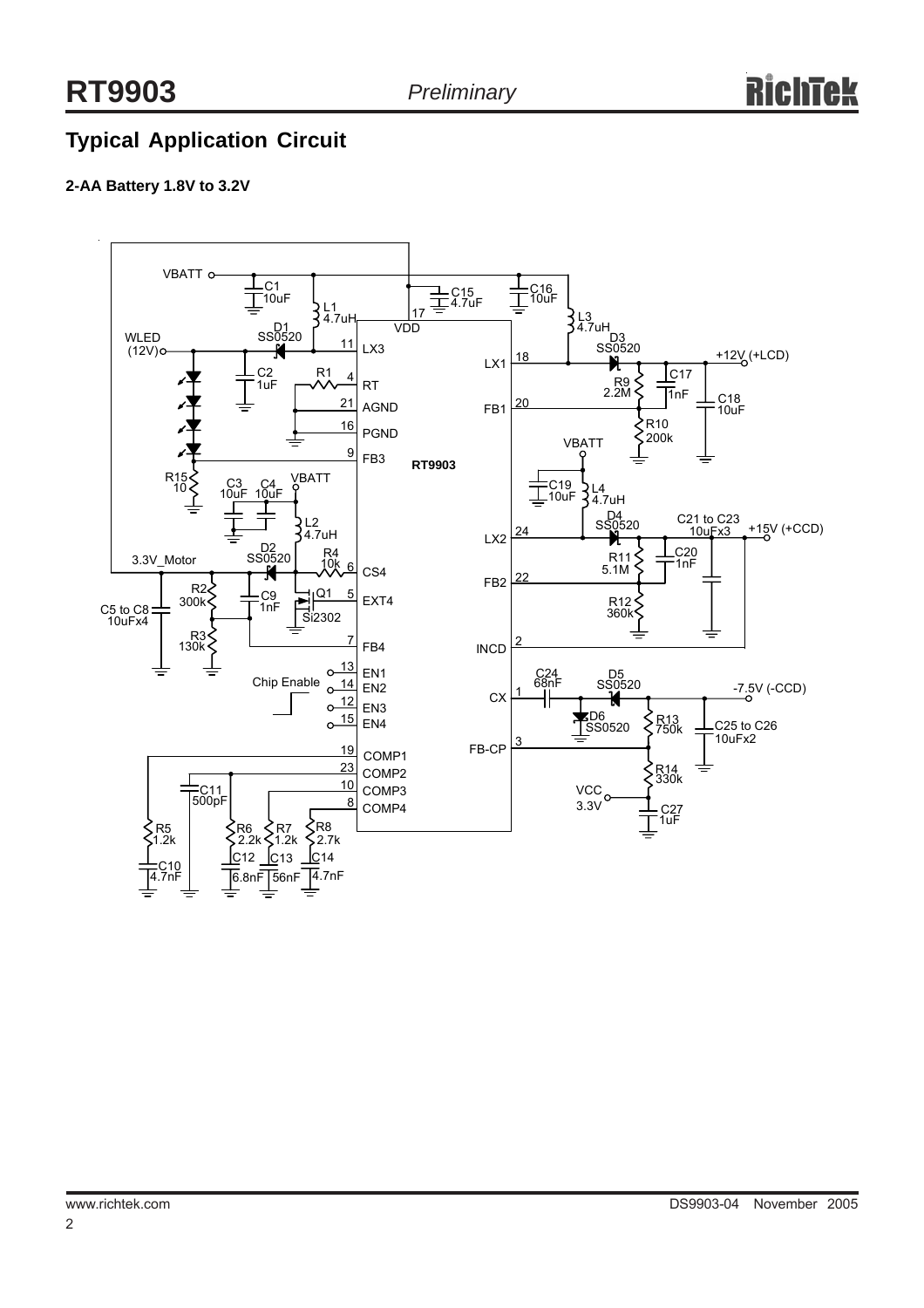## Typical Application Circuit

**2-AA Battery 1.8V to 3.2V**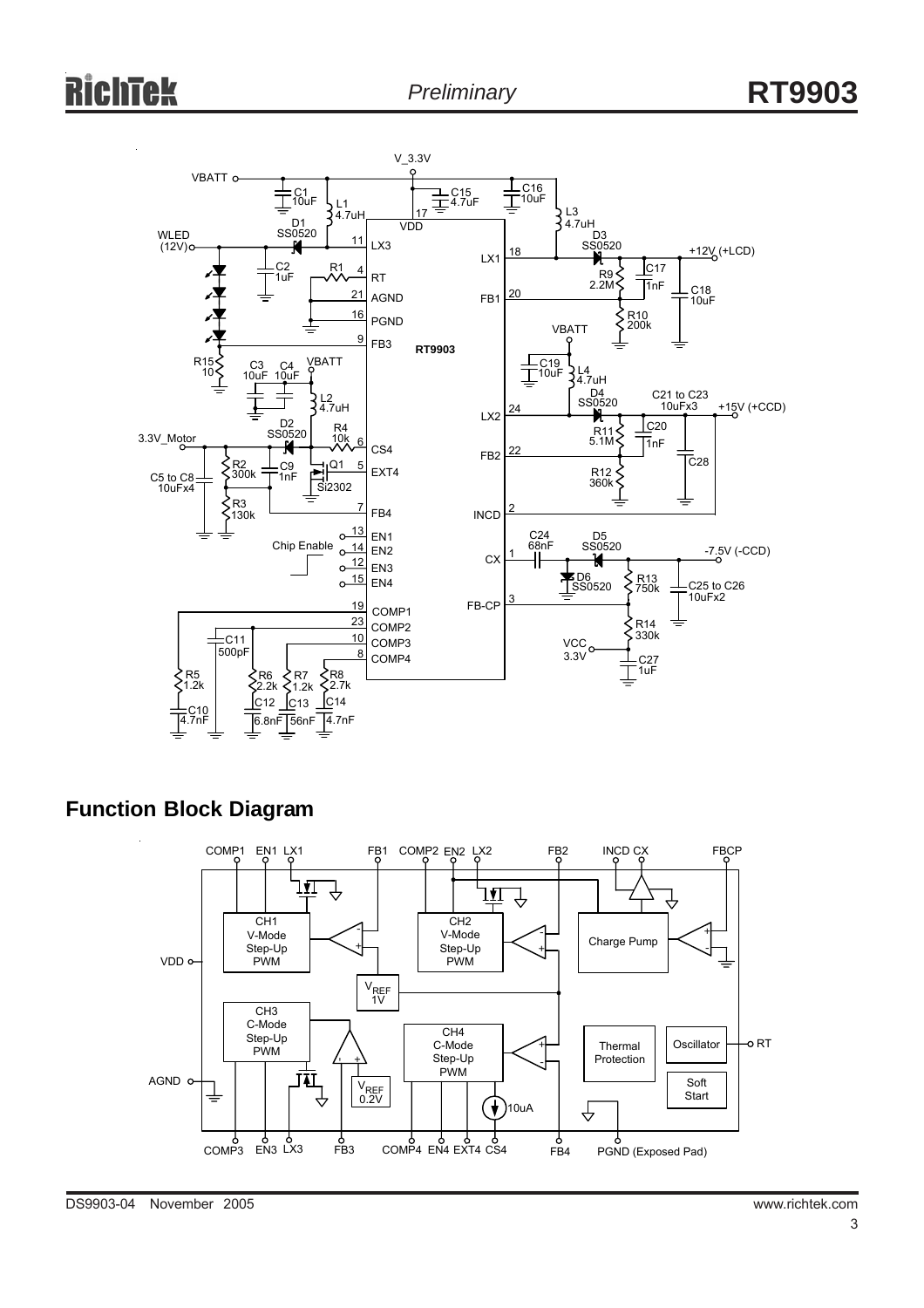## Function Block Diagram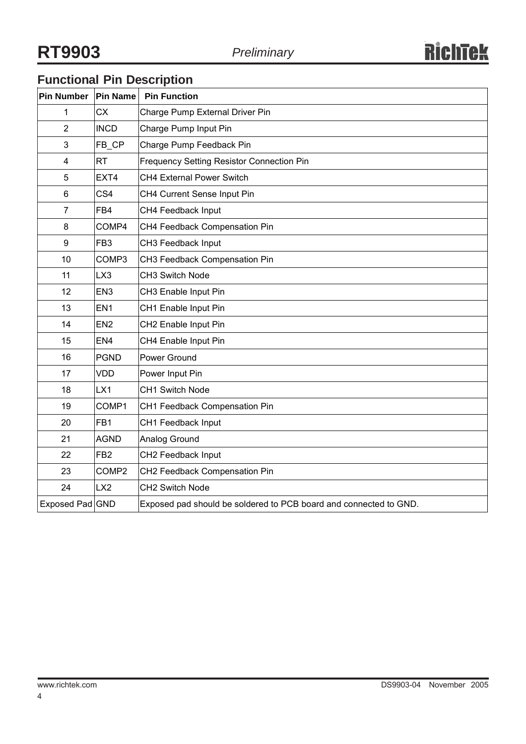## Functional Pin Description

| Pin Number | Pin Name | Pin Function |
|---|---|---|
| 1 | CX | Charge Pump External Driver Pin |
| 2 | INCD | Charge Pump Input Pin |
| 3 | FB_CP | Charge Pump Feedback Pin |
| 4 | RT | Frequency Setting Resistor Connection Pin |
| 5 | EXT4 | CH4 External Power Switch |
| 6 | CS4 | CH4 Current Sense Input Pin |
| 7 | FB4 | CH4 Feedback Input |
| 8 | COMP4 | CH4 Feedback Compensation Pin |
| 9 | FB3 | CH3 Feedback Input |
| 10 | COMP3 | CH3 Feedback Compensation Pin |
| 11 | LX3 | CH3 Switch Node |
| 12 | EN3 | CH3 Enable Input Pin |
| 13 | EN1 | CH1 Enable Input Pin |
| 14 | EN2 | CH2 Enable Input Pin |
| 15 | EN4 | CH4 Enable Input Pin |
| 16 | PGND | Power Ground |
| 17 | VDD | Power Input Pin |
| 18 | LX1 | CH1 Switch Node |
| 19 | COMP1 | CH1 Feedback Compensation Pin |
| 20 | FB1 | CH1 Feedback Input |
| 21 | AGND | Analog Ground |
| 22 | FB2 | CH2 Feedback Input |
| 23 | COMP2 | CH2 Feedback Compensation Pin |
| 24 | LX2 | CH2 Switch Node |
| Exposed Pad | GND | Exposed pad should be soldered to PCB board and connected to GND. |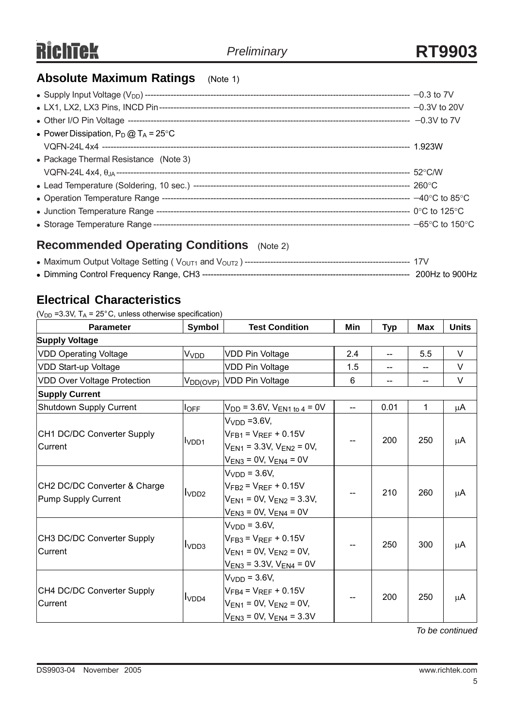## Absolute Maximum Ratings (Note 1)

- Supply Input Voltage ($V_{DD}$) ---------- −0.3 to 7V
- LX1, LX2, LX3 Pins, INCD Pin ---------- −0.3V to 20V
- Other I/O Pin Voltage ---------- −0.3V to 7V
- Power Dissipation, $P_D$ @ $T_A$ = 25°C
  VQFN-24L 4x4 ---------- 1.923W
- Package Thermal Resistance (Note 3)
  VQFN-24L 4x4, $\theta_{JA}$ ---------- 52°C/W
- Lead Temperature (Soldering, 10 sec.) ---------- 260°C
- Operation Temperature Range ---------- −40°C to 85°C
- Junction Temperature Range ---------- 0°C to 125°C
- Storage Temperature Range ---------- −65°C to 150°C

## Recommended Operating Conditions (Note 2)

- Maximum Output Voltage Setting ( $V_{OUT1}$ and $V_{OUT2}$ ) ---------- 17V
- Dimming Control Frequency Range, CH3 ---------- 200Hz to 900Hz

## Electrical Characteristics

($V_{DD}$ =3.3V, $T_A$ = 25°C, unless otherwise specification)

| Parameter | Symbol | Test Condition | Min | Typ | Max | Units |
|---|---|---|---|---|---|---|
| **Supply Voltage** | | | | | | |
| VDD Operating Voltage | $V_{VDD}$ | VDD Pin Voltage | 2.4 | -- | 5.5 | V |
| VDD Start-up Voltage | | VDD Pin Voltage | 1.5 | -- | -- | V |
| VDD Over Voltage Protection | $V_{DD(OVP)}$ | VDD Pin Voltage | 6 | -- | -- | V |
| **Supply Current** | | | | | | |
| Shutdown Supply Current | $I_{OFF}$ | $V_{DD}$ = 3.6V, $V_{EN1\ to\ 4}$ = 0V | -- | 0.01 | 1 | μA |
| CH1 DC/DC Converter Supply Current | $I_{VDD1}$ | $V_{VDD}$ =3.6V, $V_{FB1} = V_{REF}$ + 0.15V, $V_{EN1}$ = 3.3V, $V_{EN2}$ = 0V, $V_{EN3}$ = 0V, $V_{EN4}$ = 0V | -- | 200 | 250 | μA |
| CH2 DC/DC Converter & Charge Pump Supply Current | $I_{VDD2}$ | $V_{VDD}$ = 3.6V, $V_{FB2} = V_{REF}$ + 0.15V, $V_{EN1}$ = 0V, $V_{EN2}$ = 3.3V, $V_{EN3}$ = 0V, $V_{EN4}$ = 0V | -- | 210 | 260 | μA |
| CH3 DC/DC Converter Supply Current | $I_{VDD3}$ | $V_{VDD}$ = 3.6V, $V_{FB3} = V_{REF}$ + 0.15V, $V_{EN1}$ = 0V, $V_{EN2}$ = 0V, $V_{EN3}$ = 3.3V, $V_{EN4}$ = 0V | -- | 250 | 300 | μA |
| CH4 DC/DC Converter Supply Current | $I_{VDD4}$ | $V_{VDD}$ = 3.6V, $V_{FB4} = V_{REF}$ + 0.15V, $V_{EN1}$ = 0V, $V_{EN2}$ = 0V, $V_{EN3}$ = 0V, $V_{EN4}$ = 3.3V | -- | 200 | 250 | μA |

*To be continued*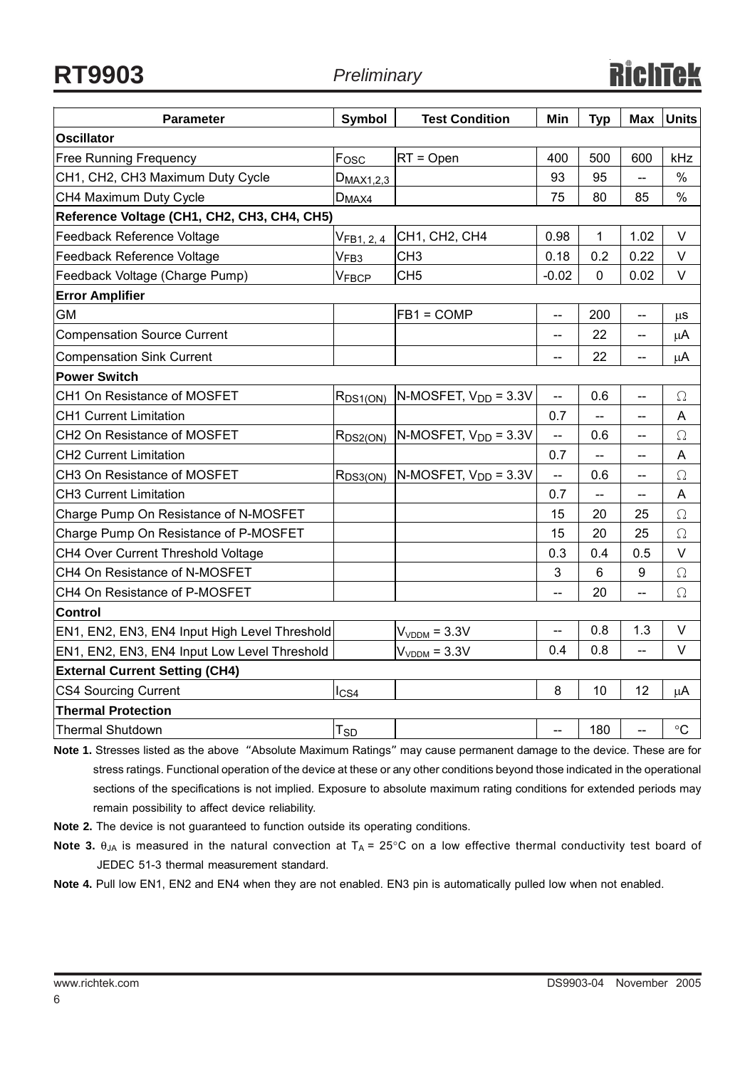| Parameter | Symbol | Test Condition | Min | Typ | Max | Units |
|---|---|---|---|---|---|---|
| **Oscillator** | | | | | | |
| Free Running Frequency | $F_{OSC}$ | RT = Open | 400 | 500 | 600 | kHz |
| CH1, CH2, CH3 Maximum Duty Cycle | $D_{MAX1,2,3}$ | | 93 | 95 | -- | % |
| CH4 Maximum Duty Cycle | $D_{MAX4}$ | | 75 | 80 | 85 | % |
| **Reference Voltage (CH1, CH2, CH3, CH4, CH5)** | | | | | | |
| Feedback Reference Voltage | $V_{FB1,\ 2,\ 4}$ | CH1, CH2, CH4 | 0.98 | 1 | 1.02 | V |
| Feedback Reference Voltage | $V_{FB3}$ | CH3 | 0.18 | 0.2 | 0.22 | V |
| Feedback Voltage (Charge Pump) | $V_{FBCP}$ | CH5 | -0.02 | 0 | 0.02 | V |
| **Error Amplifier** | | | | | | |
| GM | | FB1 = COMP | -- | 200 | -- | μs |
| Compensation Source Current | | | -- | 22 | -- | μA |
| Compensation Sink Current | | | -- | 22 | -- | μA |
| **Power Switch** | | | | | | |
| CH1 On Resistance of MOSFET | $R_{DS1(ON)}$ | N-MOSFET, $V_{DD}$ = 3.3V | -- | 0.6 | -- | Ω |
| CH1 Current Limitation | | | 0.7 | -- | -- | A |
| CH2 On Resistance of MOSFET | $R_{DS2(ON)}$ | N-MOSFET, $V_{DD}$ = 3.3V | -- | 0.6 | -- | Ω |
| CH2 Current Limitation | | | 0.7 | -- | -- | A |
| CH3 On Resistance of MOSFET | $R_{DS3(ON)}$ | N-MOSFET, $V_{DD}$ = 3.3V | -- | 0.6 | -- | Ω |
| CH3 Current Limitation | | | 0.7 | -- | -- | A |
| Charge Pump On Resistance of N-MOSFET | | | 15 | 20 | 25 | Ω |
| Charge Pump On Resistance of P-MOSFET | | | 15 | 20 | 25 | Ω |
| CH4 Over Current Threshold Voltage | | | 0.3 | 0.4 | 0.5 | V |
| CH4 On Resistance of N-MOSFET | | | 3 | 6 | 9 | Ω |
| CH4 On Resistance of P-MOSFET | | | -- | 20 | -- | Ω |
| **Control** | | | | | | |
| EN1, EN2, EN3, EN4 Input High Level Threshold | | $V_{VDDM}$ = 3.3V | -- | 0.8 | 1.3 | V |
| EN1, EN2, EN3, EN4 Input Low Level Threshold | | $V_{VDDM}$ = 3.3V | 0.4 | 0.8 | -- | V |
| **External Current Setting (CH4)** | | | | | | |
| CS4 Sourcing Current | $I_{CS4}$ | | 8 | 10 | 12 | μA |
| **Thermal Protection** | | | | | | |
| Thermal Shutdown | $T_{SD}$ | | -- | 180 | -- | °C |

**Note 1.** Stresses listed as the above "Absolute Maximum Ratings" may cause permanent damage to the device. These are for stress ratings. Functional operation of the device at these or any other conditions beyond those indicated in the operational sections of the specifications is not implied. Exposure to absolute maximum rating conditions for extended periods may remain possibility to affect device reliability.

**Note 2.** The device is not guaranteed to function outside its operating conditions.

**Note 3.** $\theta_{JA}$ is measured in the natural convection at $T_A$ = 25°C on a low effective thermal conductivity test board of JEDEC 51-3 thermal measurement standard.

**Note 4.** Pull low EN1, EN2 and EN4 when they are not enabled. EN3 pin is automatically pulled low when not enabled.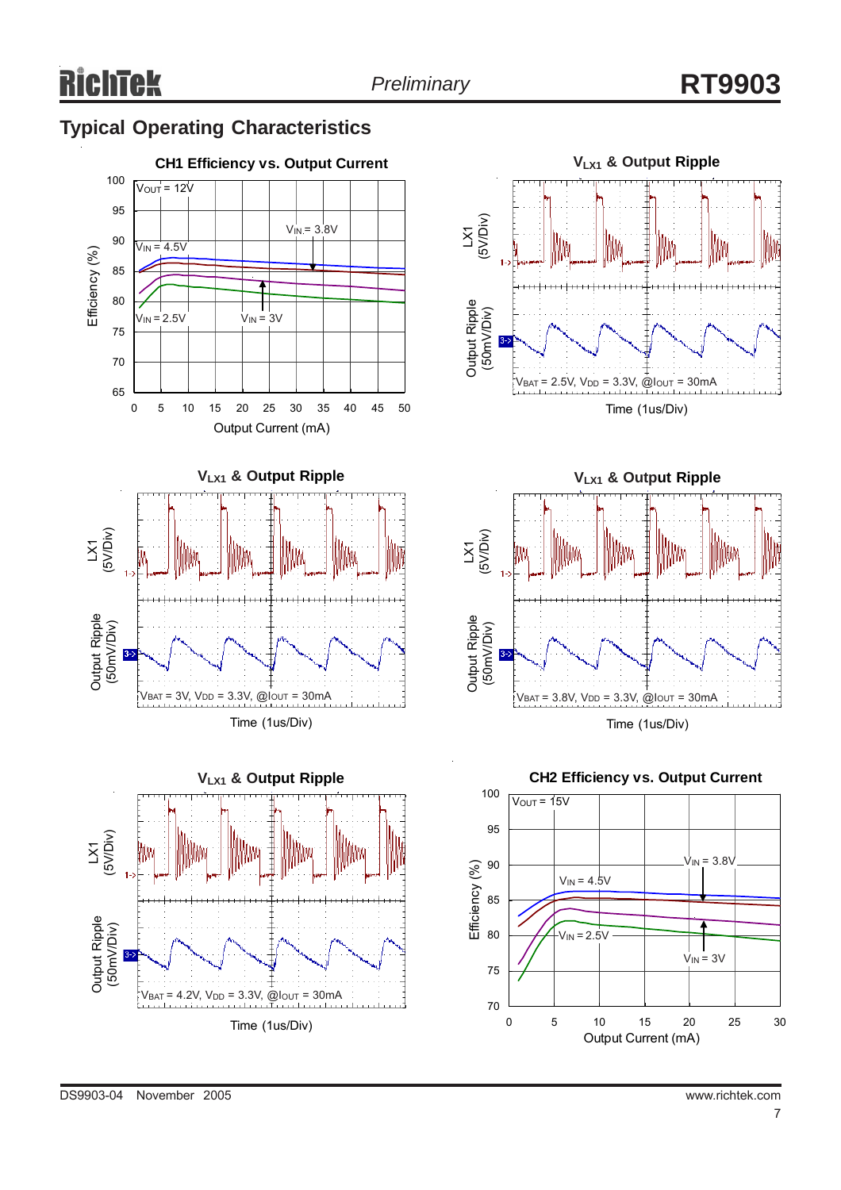## Typical Operating Characteristics

**CH1 Efficiency vs. Output Current**

$V_{OUT}$ = 12V

$V_{IN}$ = 4.5V, $V_{IN}$ = 3.8V, $V_{IN}$ = 2.5V, $V_{IN}$ = 3V

Efficiency (%)

Output Current (mA)

**$V_{LX1}$ & Output Ripple**

LX1 (5V/Div)

Output Ripple (50mV/Div)

$V_{BAT}$ = 2.5V, $V_{DD}$ = 3.3V, @$I_{OUT}$ = 30mA

Time (1us/Div)

**$V_{LX1}$ & Output Ripple**

LX1 (5V/Div)

Output Ripple (50mV/Div)

$V_{BAT}$ = 3V, $V_{DD}$ = 3.3V, @$I_{OUT}$ = 30mA

Time (1us/Div)

**$V_{LX1}$ & Output Ripple**

LX1 (5V/Div)

Output Ripple (50mV/Div)

$V_{BAT}$ = 3.8V, $V_{DD}$ = 3.3V, @$I_{OUT}$ = 30mA

Time (1us/Div)

**$V_{LX1}$ & Output Ripple**

LX1 (5V/Div)

Output Ripple (50mV/Div)

$V_{BAT}$ = 4.2V, $V_{DD}$ = 3.3V, @$I_{OUT}$ = 30mA

Time (1us/Div)

**CH2 Efficiency vs. Output Current**

$V_{OUT}$ = 15V

$V_{IN}$ = 4.5V, $V_{IN}$ = 3.8V, $V_{IN}$ = 2.5V, $V_{IN}$ = 3V

Efficiency (%)

Output Current (mA)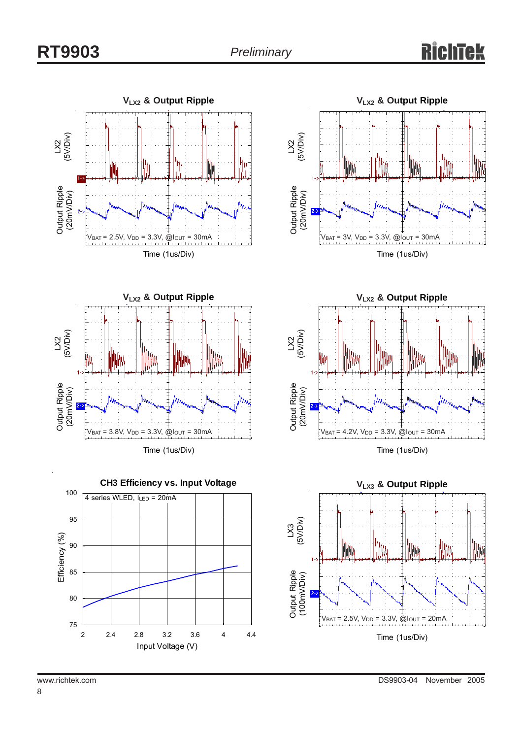### $V_{LX2}$ & Output Ripple

LX2 (5V/Div)

Output Ripple (20mV/Div)

$V_{BAT}$ = 2.5V, $V_{DD}$ = 3.3V, @$I_{OUT}$ = 30mA

Time (1us/Div)

### $V_{LX2}$ & Output Ripple

LX2 (5V/Div)

Output Ripple (20mV/Div)

$V_{BAT}$ = 3V, $V_{DD}$ = 3.3V, @$I_{OUT}$ = 30mA

Time (1us/Div)

### $V_{LX2}$ & Output Ripple

LX2 (5V/Div)

Output Ripple (20mV/Div)

$V_{BAT}$ = 3.8V, $V_{DD}$ = 3.3V, @$I_{OUT}$ = 30mA

Time (1us/Div)

### $V_{LX2}$ & Output Ripple

LX2 (5V/Div)

Output Ripple (20mV/Div)

$V_{BAT}$ = 4.2V, $V_{DD}$ = 3.3V, @$I_{OUT}$ = 30mA

Time (1us/Div)

### CH3 Efficiency vs. Input Voltage

4 series WLED, $I_{LED}$ = 20mA

Efficiency (%)

Input Voltage (V)

### $V_{LX3}$ & Output Ripple

LX3 (5V/Div)

Output Ripple (100mV/Div)

$V_{BAT}$ = 2.5V, $V_{DD}$ = 3.3V, @$I_{OUT}$ = 20mA

Time (1us/Div)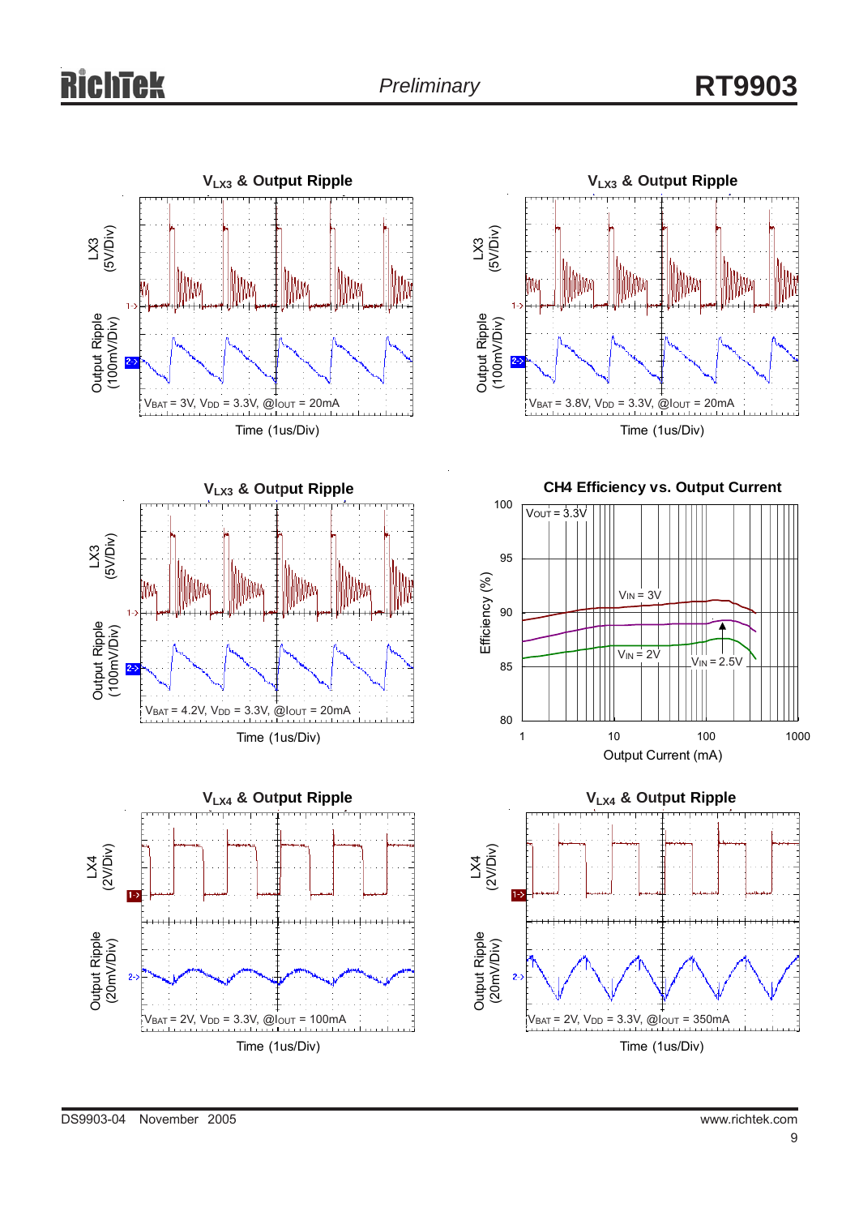**$V_{LX3}$ & Output Ripple**

LX3 (5V/Div)

Output Ripple (100mV/Div)

$V_{BAT}$ = 3V, $V_{DD}$ = 3.3V, @$I_{OUT}$ = 20mA

Time (1us/Div)

**$V_{LX3}$ & Output Ripple**

LX3 (5V/Div)

Output Ripple (100mV/Div)

$V_{BAT}$ = 3.8V, $V_{DD}$ = 3.3V, @$I_{OUT}$ = 20mA

Time (1us/Div)

**$V_{LX3}$ & Output Ripple**

LX3 (5V/Div)

Output Ripple (100mV/Div)

$V_{BAT}$ = 4.2V, $V_{DD}$ = 3.3V, @$I_{OUT}$ = 20mA

Time (1us/Div)

**CH4 Efficiency vs. Output Current**

$V_{OUT}$ = 3.3V

$V_{IN}$ = 3V

$V_{IN}$ = 2V

$V_{IN}$ = 2.5V

Efficiency (%)

Output Current (mA)

**$V_{LX4}$ & Output Ripple**

LX4 (2V/Div)

Output Ripple (20mV/Div)

$V_{BAT}$ = 2V, $V_{DD}$ = 3.3V, @$I_{OUT}$ = 100mA

Time (1us/Div)

**$V_{LX4}$ & Output Ripple**

LX4 (2V/Div)

Output Ripple (20mV/Div)

$V_{BAT}$ = 2V, $V_{DD}$ = 3.3V, @$I_{OUT}$ = 350mA

Time (1us/Div)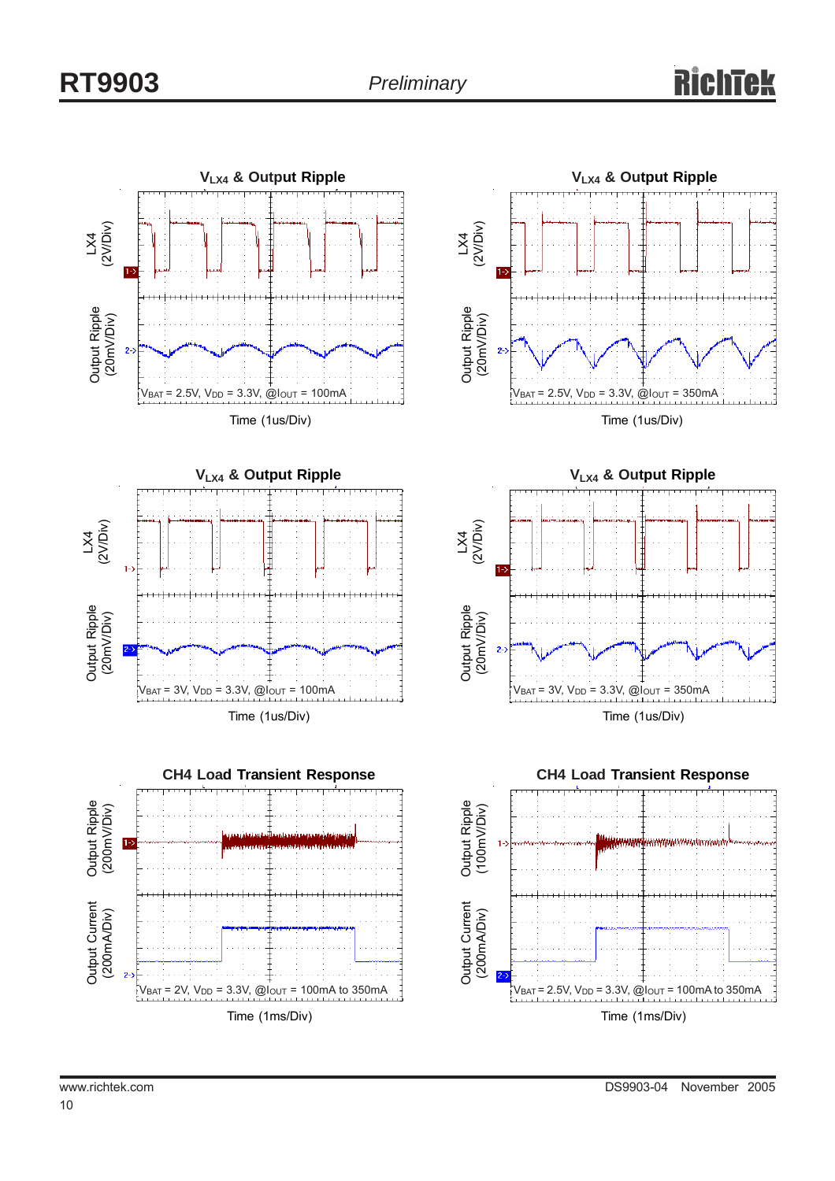## $V_{LX4}$ & Output Ripple

LX4 (2V/Div)

Output Ripple (20mV/Div)

$V_{BAT}$ = 2.5V, $V_{DD}$ = 3.3V, @$I_{OUT}$ = 100mA

Time (1us/Div)

## $V_{LX4}$ & Output Ripple

LX4 (2V/Div)

Output Ripple (20mV/Div)

$V_{BAT}$ = 2.5V, $V_{DD}$ = 3.3V, @$I_{OUT}$ = 350mA

Time (1us/Div)

## $V_{LX4}$ & Output Ripple

LX4 (2V/Div)

Output Ripple (20mV/Div)

$V_{BAT}$ = 3V, $V_{DD}$ = 3.3V, @$I_{OUT}$ = 100mA

Time (1us/Div)

## $V_{LX4}$ & Output Ripple

LX4 (2V/Div)

Output Ripple (20mV/Div)

$V_{BAT}$ = 3V, $V_{DD}$ = 3.3V, @$I_{OUT}$ = 350mA

Time (1us/Div)

## CH4 Load Transient Response

Output Ripple (200mV/Div)

Output Current (200mA/Div)

$V_{BAT}$ = 2V, $V_{DD}$ = 3.3V, @$I_{OUT}$ = 100mA to 350mA

Time (1ms/Div)

## CH4 Load Transient Response

Output Ripple (100mV/Div)

Output Current (200mA/Div)

$V_{BAT}$ = 2.5V, $V_{DD}$ = 3.3V, @$I_{OUT}$ = 100mA to 350mA

Time (1ms/Div)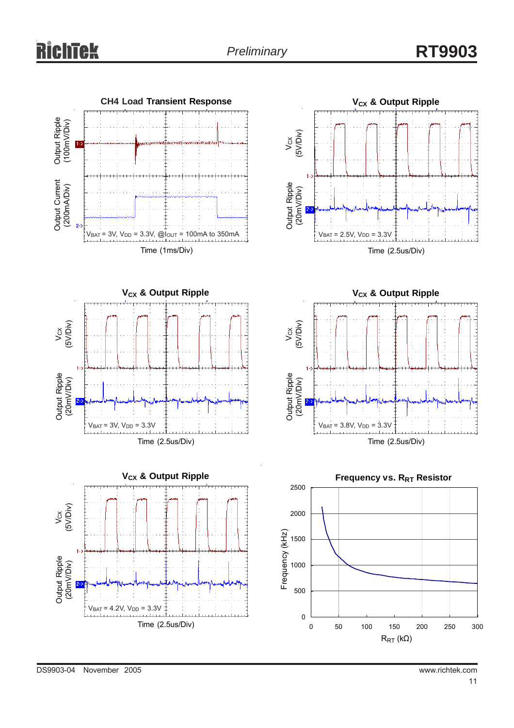**CH4 Load Transient Response**

Output Ripple (100mV/Div)

Output Current (200mA/Div)

$V_{BAT}$ = 3V, $V_{DD}$ = 3.3V, @$I_{OUT}$ = 100mA to 350mA

Time (1ms/Div)

**$V_{CX}$ & Output Ripple**

$V_{CX}$ (5V/Div)

Output Ripple (20mV/Div)

$V_{BAT}$ = 2.5V, $V_{DD}$ = 3.3V

Time (2.5us/Div)

**$V_{CX}$ & Output Ripple**

$V_{CX}$ (5V/Div)

Output Ripple (20mV/Div)

$V_{BAT}$ = 3V, $V_{DD}$ = 3.3V

Time (2.5us/Div)

**$V_{CX}$ & Output Ripple**

$V_{CX}$ (5V/Div)

Output Ripple (20mV/Div)

$V_{BAT}$ = 3.8V, $V_{DD}$ = 3.3V

Time (2.5us/Div)

**$V_{CX}$ & Output Ripple**

$V_{CX}$ (5V/Div)

Output Ripple (20mV/Div)

$V_{BAT}$ = 4.2V, $V_{DD}$ = 3.3V

Time (2.5us/Div)

**Frequency vs. $R_{RT}$ Resistor**

Frequency (kHz): 0, 500, 1000, 1500, 2000, 2500

$R_{RT}$ (kΩ): 0, 50, 100, 150, 200, 250, 300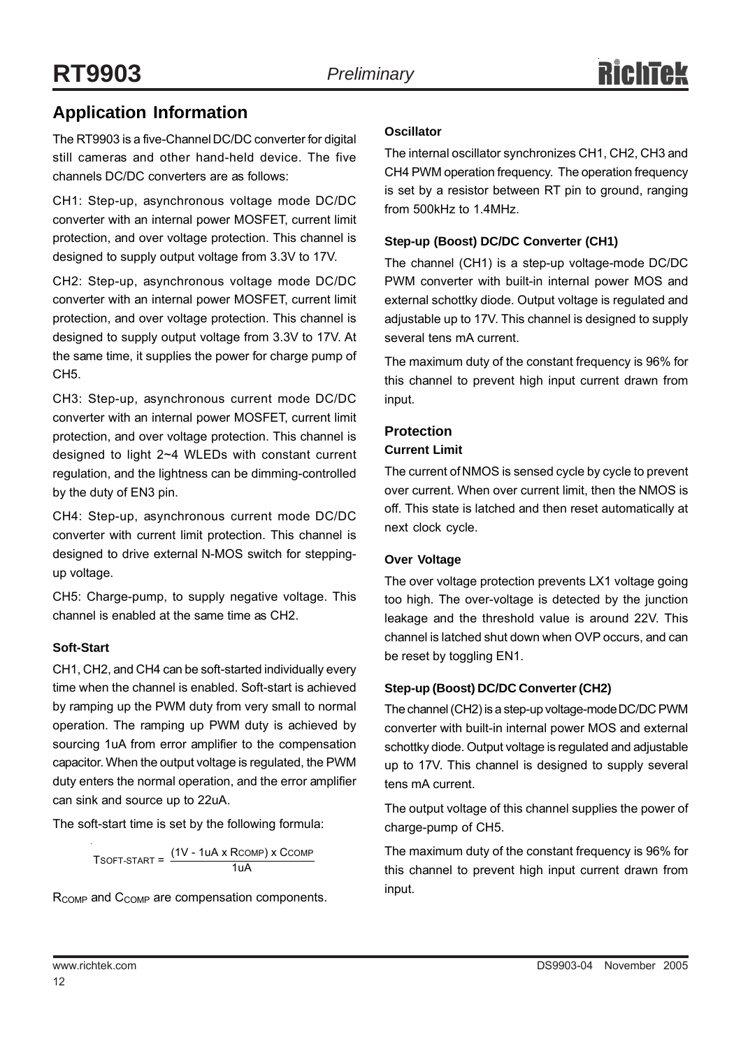## Application Information

The RT9903 is a five-Channel DC/DC converter for digital still cameras and other hand-held device. The five channels DC/DC converters are as follows:

CH1: Step-up, asynchronous voltage mode DC/DC converter with an internal power MOSFET, current limit protection, and over voltage protection. This channel is designed to supply output voltage from 3.3V to 17V.

CH2: Step-up, asynchronous voltage mode DC/DC converter with an internal power MOSFET, current limit protection, and over voltage protection. This channel is designed to supply output voltage from 3.3V to 17V. At the same time, it supplies the power for charge pump of CH5.

CH3: Step-up, asynchronous current mode DC/DC converter with an internal power MOSFET, current limit protection, and over voltage protection. This channel is designed to light 2~4 WLEDs with constant current regulation, and the lightness can be dimming-controlled by the duty of EN3 pin.

CH4: Step-up, asynchronous current mode DC/DC converter with current limit protection. This channel is designed to drive external N-MOS switch for stepping-up voltage.

CH5: Charge-pump, to supply negative voltage. This channel is enabled at the same time as CH2.

#### Soft-Start

CH1, CH2, and CH4 can be soft-started individually every time when the channel is enabled. Soft-start is achieved by ramping up the PWM duty from very small to normal operation. The ramping up PWM duty is achieved by sourcing 1uA from error amplifier to the compensation capacitor. When the output voltage is regulated, the PWM duty enters the normal operation, and the error amplifier can sink and source up to 22uA.

The soft-start time is set by the following formula:

$$T_{SOFT\text{-}START} = \frac{(1V - 1uA \times R_{COMP}) \times C_{COMP}}{1uA}$$

$R_{COMP}$ and $C_{COMP}$ are compensation components.

#### Oscillator

The internal oscillator synchronizes CH1, CH2, CH3 and CH4 PWM operation frequency. The operation frequency is set by a resistor between RT pin to ground, ranging from 500kHz to 1.4MHz.

#### Step-up (Boost) DC/DC Converter (CH1)

The channel (CH1) is a step-up voltage-mode DC/DC PWM converter with built-in internal power MOS and external schottky diode. Output voltage is regulated and adjustable up to 17V. This channel is designed to supply several tens mA current.

The maximum duty of the constant frequency is 96% for this channel to prevent high input current drawn from input.

### Protection

#### Current Limit

The current of NMOS is sensed cycle by cycle to prevent over current. When over current limit, then the NMOS is off. This state is latched and then reset automatically at next clock cycle.

#### Over Voltage

The over voltage protection prevents LX1 voltage going too high. The over-voltage is detected by the junction leakage and the threshold value is around 22V. This channel is latched shut down when OVP occurs, and can be reset by toggling EN1.

#### Step-up (Boost) DC/DC Converter (CH2)

The channel (CH2) is a step-up voltage-mode DC/DC PWM converter with built-in internal power MOS and external schottky diode. Output voltage is regulated and adjustable up to 17V. This channel is designed to supply several tens mA current.

The output voltage of this channel supplies the power of charge-pump of CH5.

The maximum duty of the constant frequency is 96% for this channel to prevent high input current drawn from input.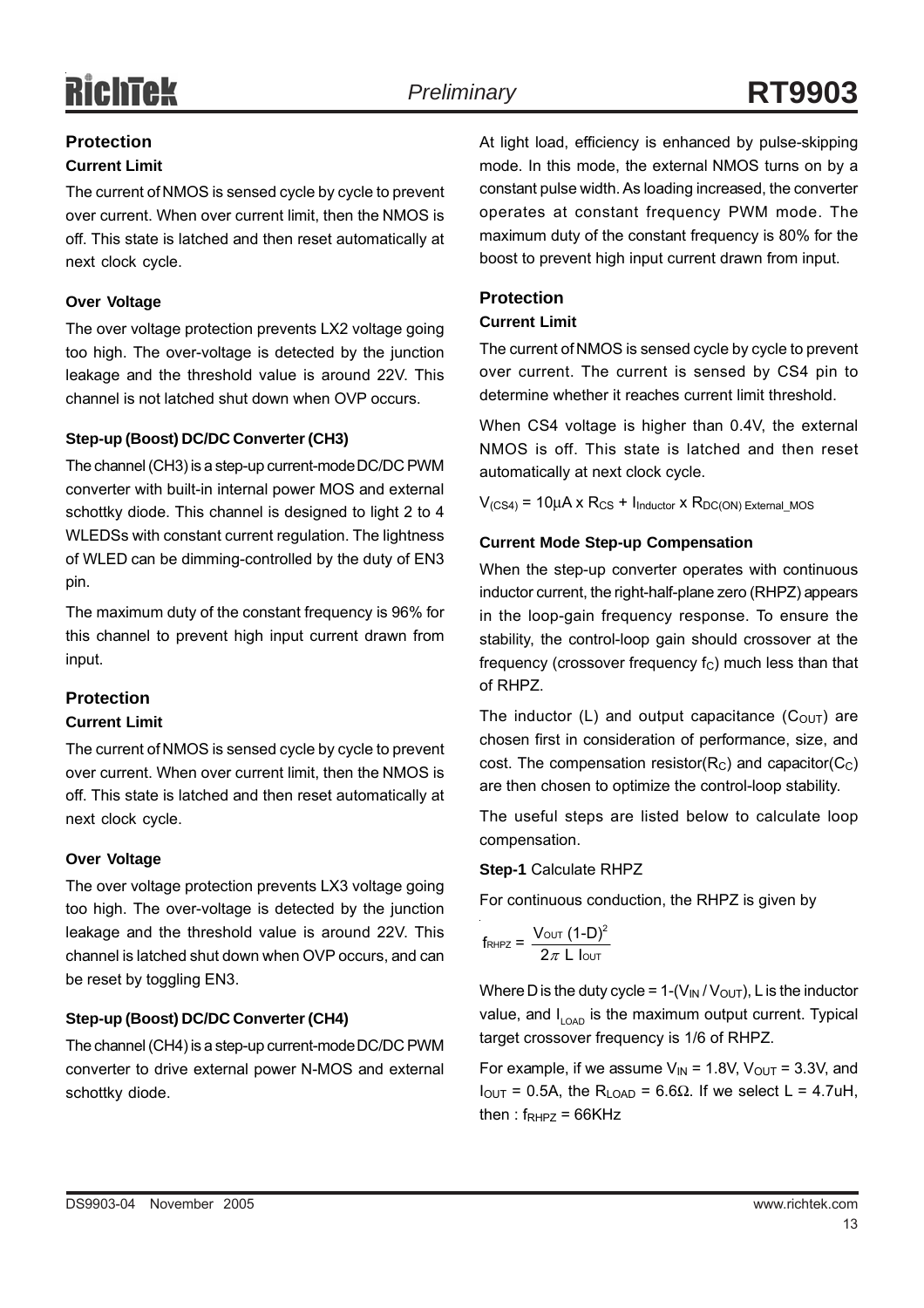## Protection

### Current Limit

The current of NMOS is sensed cycle by cycle to prevent over current. When over current limit, then the NMOS is off. This state is latched and then reset automatically at next clock cycle.

### Over Voltage

The over voltage protection prevents LX2 voltage going too high. The over-voltage is detected by the junction leakage and the threshold value is around 22V. This channel is not latched shut down when OVP occurs.

### Step-up (Boost) DC/DC Converter (CH3)

The channel (CH3) is a step-up current-mode DC/DC PWM converter with built-in internal power MOS and external schottky diode. This channel is designed to light 2 to 4 WLEDSs with constant current regulation. The lightness of WLED can be dimming-controlled by the duty of EN3 pin.

The maximum duty of the constant frequency is 96% for this channel to prevent high input current drawn from input.

## Protection

### Current Limit

The current of NMOS is sensed cycle by cycle to prevent over current. When over current limit, then the NMOS is off. This state is latched and then reset automatically at next clock cycle.

### Over Voltage

The over voltage protection prevents LX3 voltage going too high. The over-voltage is detected by the junction leakage and the threshold value is around 22V. This channel is latched shut down when OVP occurs, and can be reset by toggling EN3.

### Step-up (Boost) DC/DC Converter (CH4)

The channel (CH4) is a step-up current-mode DC/DC PWM converter to drive external power N-MOS and external schottky diode.

At light load, efficiency is enhanced by pulse-skipping mode. In this mode, the external NMOS turns on by a constant pulse width. As loading increased, the converter operates at constant frequency PWM mode. The maximum duty of the constant frequency is 80% for the boost to prevent high input current drawn from input.

## Protection

### Current Limit

The current of NMOS is sensed cycle by cycle to prevent over current. The current is sensed by CS4 pin to determine whether it reaches current limit threshold.

When CS4 voltage is higher than 0.4V, the external NMOS is off. This state is latched and then reset automatically at next clock cycle.

$V_{(CS4)} = 10\mu A \times R_{CS} + I_{Inductor} \times R_{DC(ON)\ External\_MOS}$

### Current Mode Step-up Compensation

When the step-up converter operates with continuous inductor current, the right-half-plane zero (RHPZ) appears in the loop-gain frequency response. To ensure the stability, the control-loop gain should crossover at the frequency (crossover frequency $f_C$) much less than that of RHPZ.

The inductor (L) and output capacitance ($C_{OUT}$) are chosen first in consideration of performance, size, and cost. The compensation resistor($R_C$) and capacitor($C_C$) are then chosen to optimize the control-loop stability.

The useful steps are listed below to calculate loop compensation.

**Step-1** Calculate RHPZ

For continuous conduction, the RHPZ is given by

$$f_{RHPZ} = \frac{V_{OUT}\,(1-D)^2}{2\pi\ L\ I_{OUT}}$$

Where D is the duty cycle = 1-($V_{IN}$ / $V_{OUT}$), L is the inductor value, and $I_{LOAD}$ is the maximum output current. Typical target crossover frequency is 1/6 of RHPZ.

For example, if we assume $V_{IN}$ = 1.8V, $V_{OUT}$ = 3.3V, and $I_{OUT}$ = 0.5A, the $R_{LOAD}$ = 6.6Ω. If we select L = 4.7uH, then : $f_{RHPZ}$ = 66KHz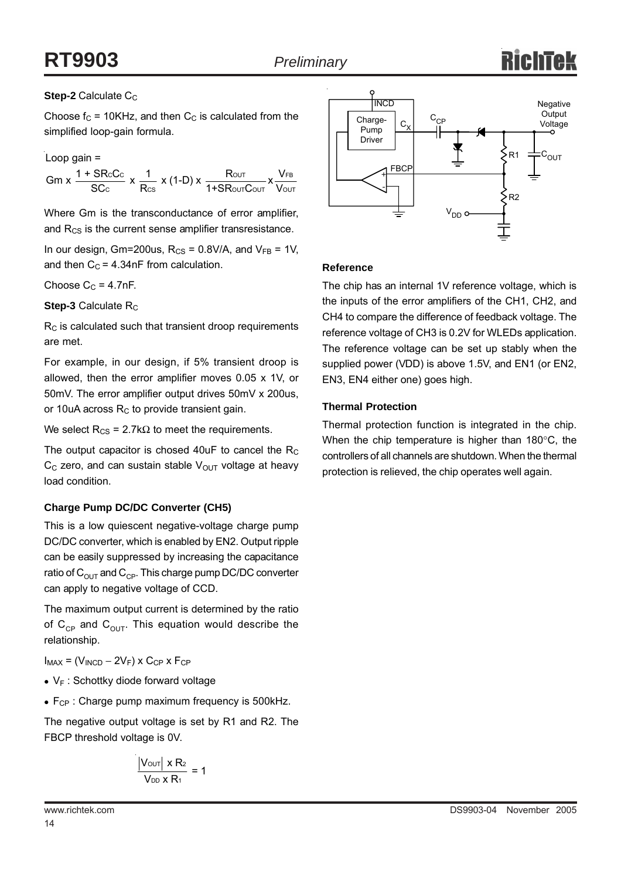**Step-2** Calculate $C_C$

Choose $f_C$ = 10KHz, and then $C_C$ is calculated from the simplified loop-gain formula.

Loop gain =

$$Gm \times \frac{1 + SR_CC_C}{SC_C} \times \frac{1}{R_{CS}} \times (1\text{-}D) \times \frac{R_{OUT}}{1+SR_{OUT}C_{OUT}} \times \frac{V_{FB}}{V_{OUT}}$$

Where Gm is the transconductance of error amplifier, and $R_{CS}$ is the current sense amplifier transresistance.

In our design, Gm=200us, $R_{CS}$ = 0.8V/A, and $V_{FB}$ = 1V, and then $C_C$ = 4.34nF from calculation.

Choose $C_C$ = 4.7nF.

**Step-3** Calculate $R_C$

$R_C$ is calculated such that transient droop requirements are met.

For example, in our design, if 5% transient droop is allowed, then the error amplifier moves 0.05 x 1V, or 50mV. The error amplifier output drives 50mV x 200us, or 10uA across $R_C$ to provide transient gain.

We select $R_{CS}$ = 2.7kΩ to meet the requirements.

The output capacitor is chosed 40uF to cancel the $R_C$ $C_C$ zero, and can sustain stable $V_{OUT}$ voltage at heavy load condition.

**Charge Pump DC/DC Converter (CH5)**

This is a low quiescent negative-voltage charge pump DC/DC converter, which is enabled by EN2. Output ripple can be easily suppressed by increasing the capacitance ratio of $C_{OUT}$ and $C_{CP}$. This charge pump DC/DC converter can apply to negative voltage of CCD.

The maximum output current is determined by the ratio of $C_{CP}$ and $C_{OUT}$. This equation would describe the relationship.

$I_{MAX} = (V_{INCD} - 2V_F) \times C_{CP} \times F_{CP}$

- $V_F$ : Schottky diode forward voltage
- $F_{CP}$ : Charge pump maximum frequency is 500kHz.

The negative output voltage is set by R1 and R2. The FBCP threshold voltage is 0V.

$$\frac{|V_{OUT}| \times R_2}{V_{DD} \times R_1} = 1$$

**Reference**

The chip has an internal 1V reference voltage, which is the inputs of the error amplifiers of the CH1, CH2, and CH4 to compare the difference of feedback voltage. The reference voltage of CH3 is 0.2V for WLEDs application. The reference voltage can be set up stably when the supplied power (VDD) is above 1.5V, and EN1 (or EN2, EN3, EN4 either one) goes high.

**Thermal Protection**

Thermal protection function is integrated in the chip. When the chip temperature is higher than 180°C, the controllers of all channels are shutdown. When the thermal protection is relieved, the chip operates well again.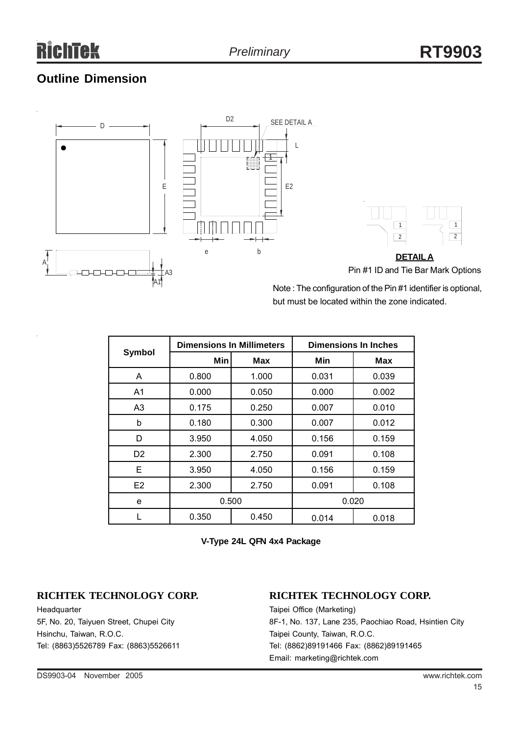## Outline Dimension

D

D2

SEE DETAIL A

L

E

E2

1

e

b

A

A3

A1

1
2

1
2

**DETAIL A**

Pin #1 ID and Tie Bar Mark Options

Note : The configuration of the Pin #1 identifier is optional, but must be located within the zone indicated.

| Symbol | Dimensions In Millimeters | | Dimensions In Inches | |
|---|---|---|---|---|
| | Min | Max | Min | Max |
| A | 0.800 | 1.000 | 0.031 | 0.039 |
| A1 | 0.000 | 0.050 | 0.000 | 0.002 |
| A3 | 0.175 | 0.250 | 0.007 | 0.010 |
| b | 0.180 | 0.300 | 0.007 | 0.012 |
| D | 3.950 | 4.050 | 0.156 | 0.159 |
| D2 | 2.300 | 2.750 | 0.091 | 0.108 |
| E | 3.950 | 4.050 | 0.156 | 0.159 |
| E2 | 2.300 | 2.750 | 0.091 | 0.108 |
| e | 0.500 | | 0.020 | |
| L | 0.350 | 0.450 | 0.014 | 0.018 |

**V-Type 24L QFN 4x4 Package**

**RICHTEK TECHNOLOGY CORP.**

Headquarter
5F, No. 20, Taiyuen Street, Chupei City
Hsinchu, Taiwan, R.O.C.
Tel: (8863)5526789 Fax: (8863)5526611

**RICHTEK TECHNOLOGY CORP.**

Taipei Office (Marketing)
8F-1, No. 137, Lane 235, Paochiao Road, Hsintien City
Taipei County, Taiwan, R.O.C.
Tel: (8862)89191466 Fax: (8862)89191465
Email: marketing@richtek.com